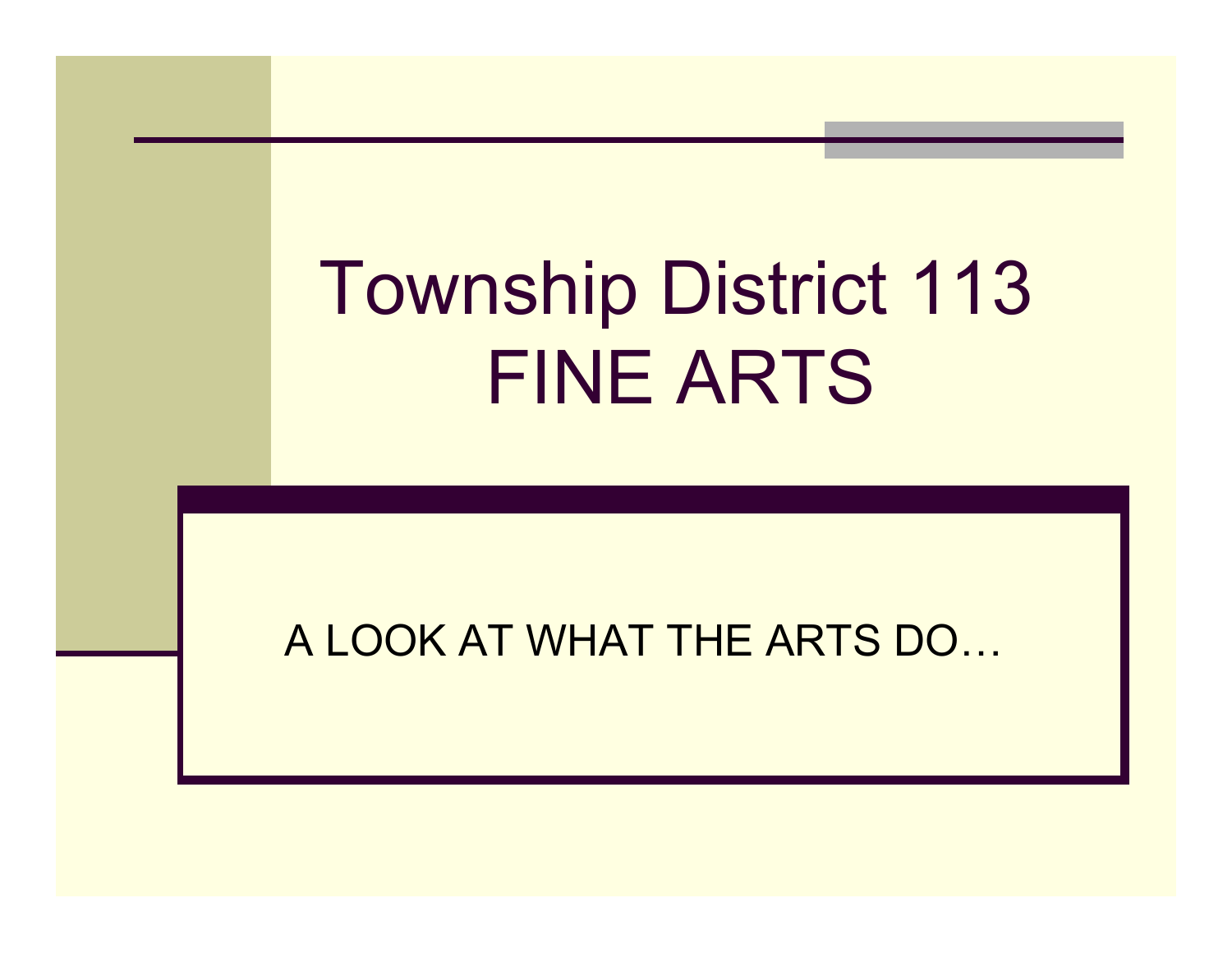# Township District 113 FINE ARTS

A LOOK AT WHAT THE ARTS DO…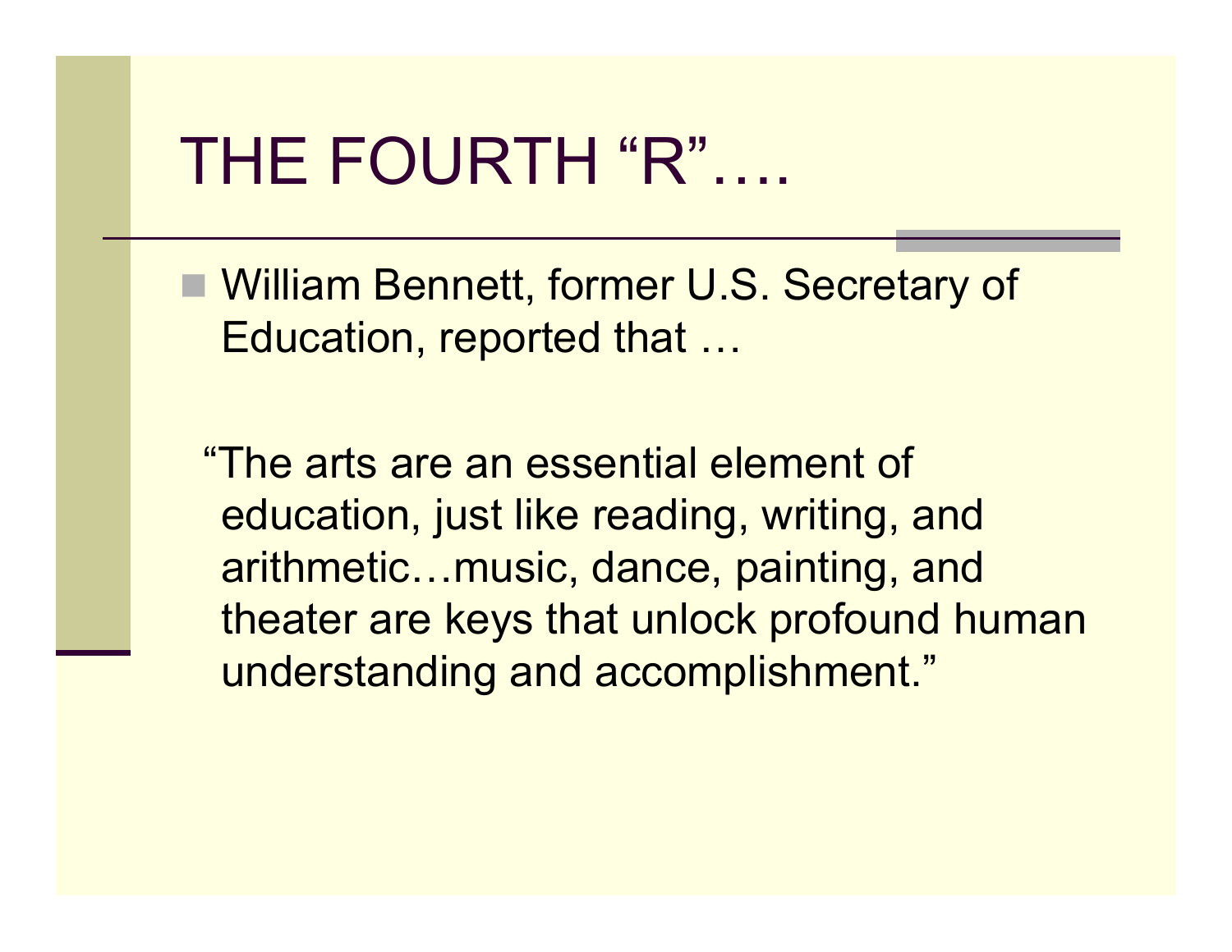# THE FOURTH "R"….

- William Bennett, former U.S. Secretary of Education, reported that …

"The arts are an essential element of education, just like reading, writing, and arithmetic…music, dance, painting, and theater are keys that unlock profound human understanding and accomplishment."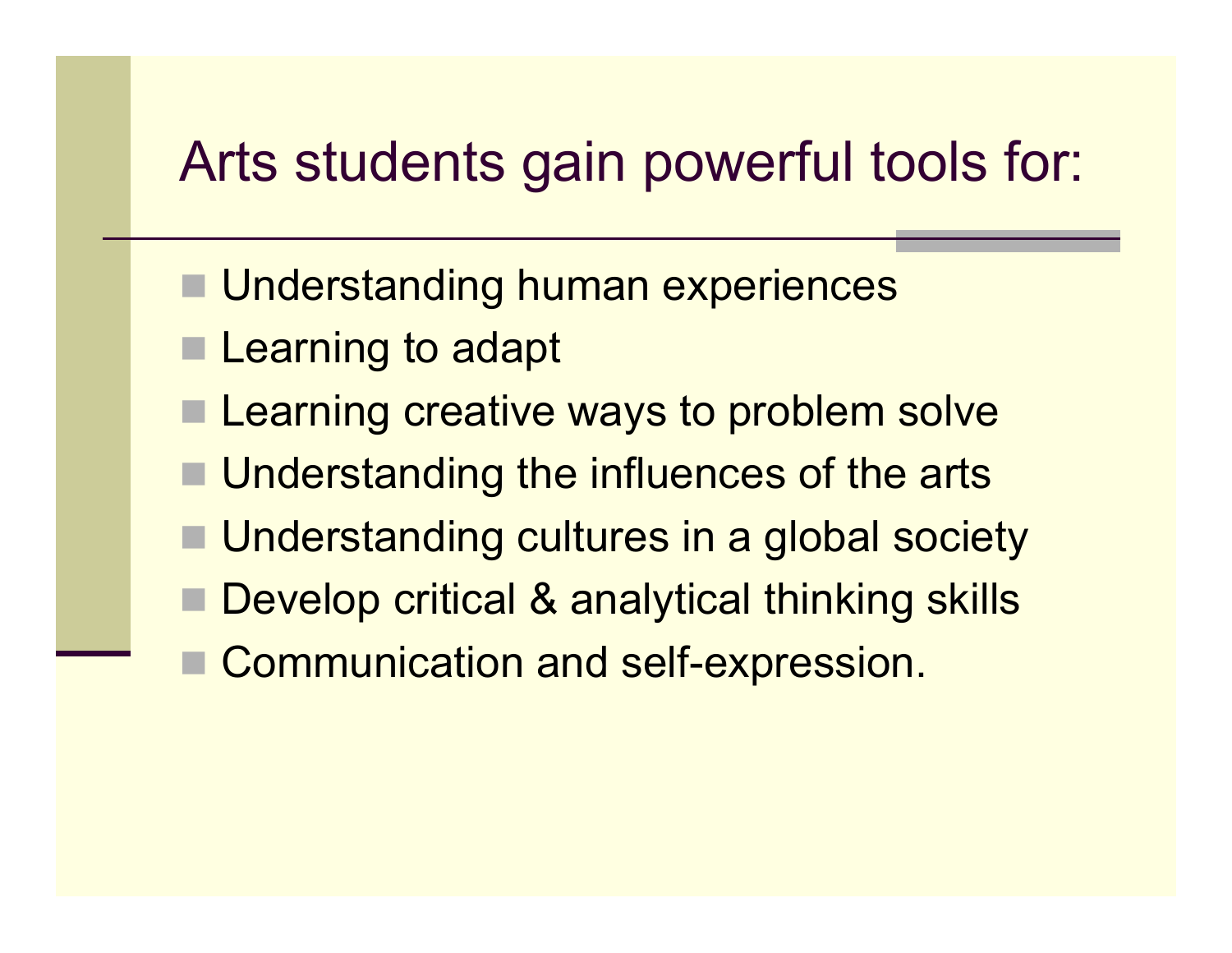# Arts students gain powerful tools for:

- Understanding human experiences
- Learning to adapt
- Learning creative ways to problem solve
- Understanding the influences of the arts
- Understanding cultures in a global society
- Develop critical & analytical thinking skills
- Communication and self-expression.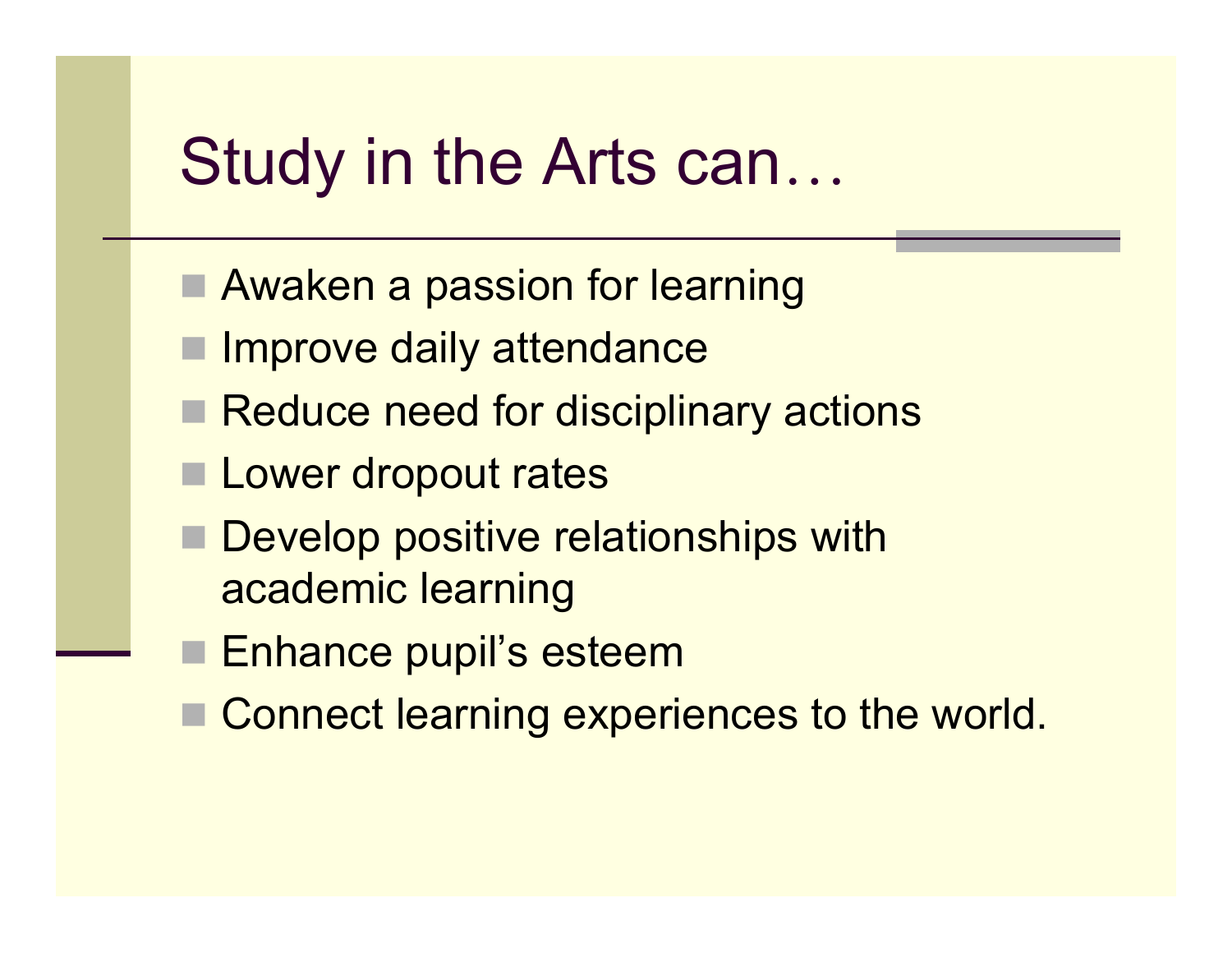# Study in the Arts can…

- Awaken a passion for learning
- Improve daily attendance
- Reduce need for disciplinary actions
- Lower dropout rates
- Develop positive relationships with academic learning
- Enhance pupil's esteem
- Connect learning experiences to the world.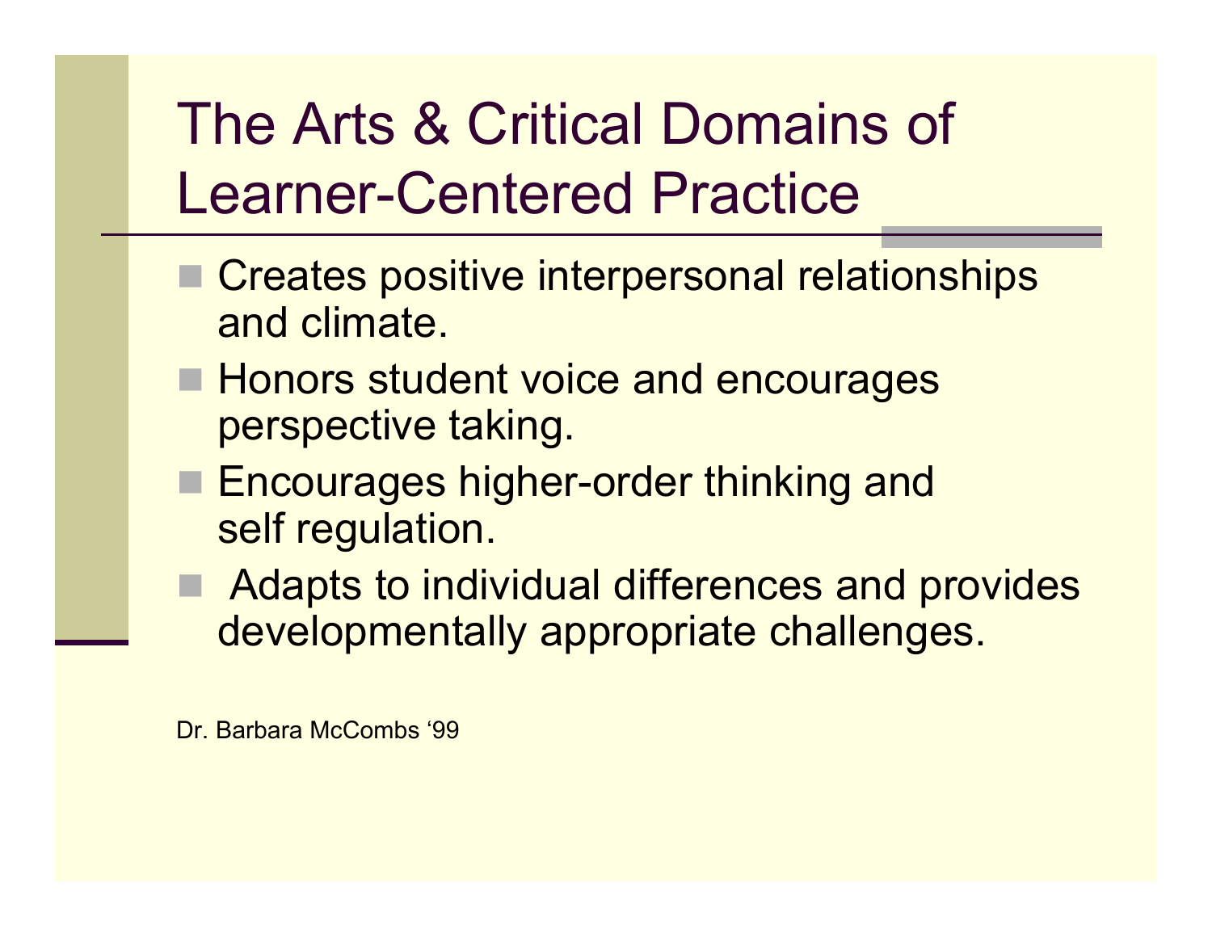# The Arts & Critical Domains of Learner-Centered Practice

- Creates positive interpersonal relationships and climate.
- Honors student voice and encourages perspective taking.
- Encourages higher-order thinking and self regulation.
- Adapts to individual differences and provides developmentally appropriate challenges.

Dr. Barbara McCombs '99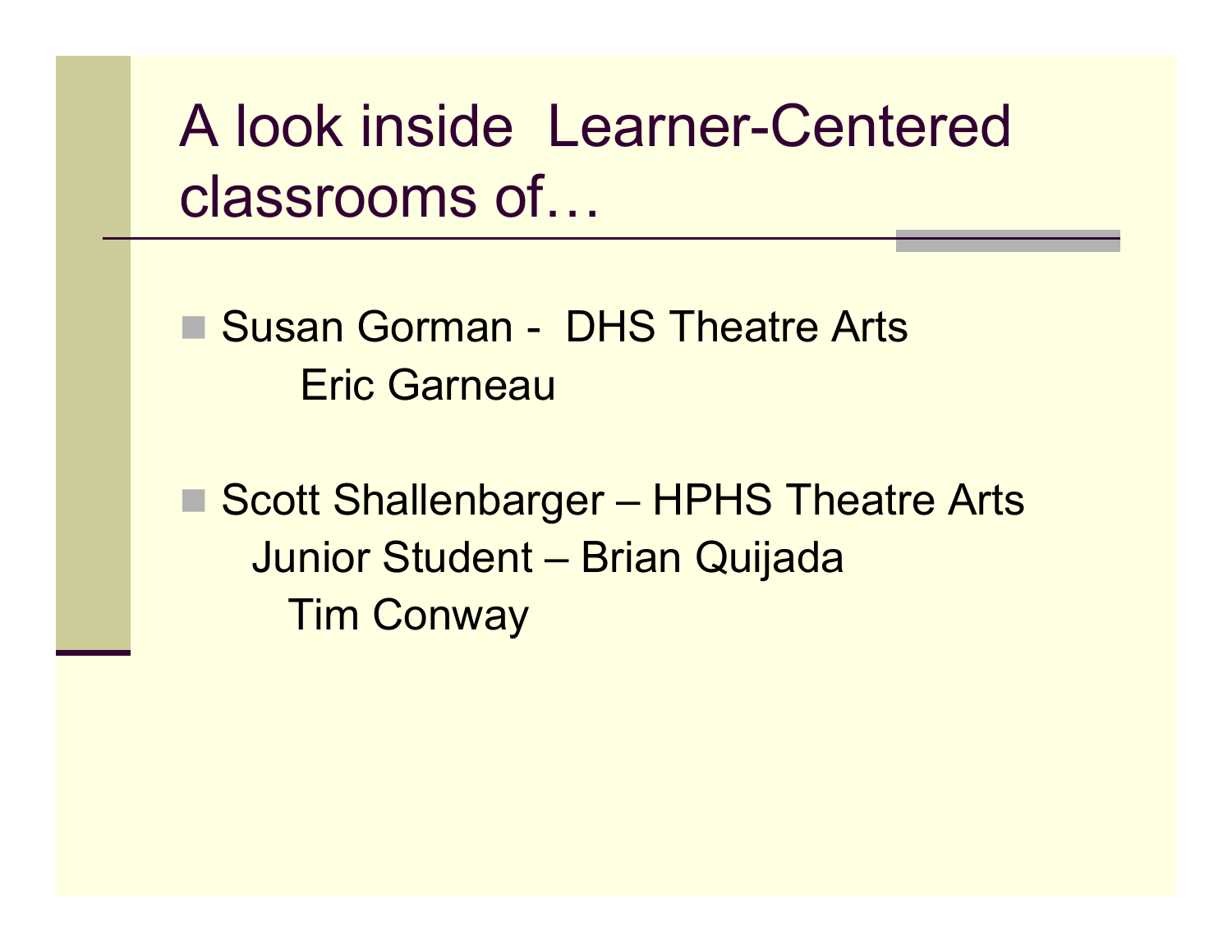# A look inside Learner-Centered classrooms of…

- Susan Gorman - DHS Theatre Arts
  Eric Garneau

- Scott Shallenbarger – HPHS Theatre Arts
  Junior Student – Brian Quijada
  Tim Conway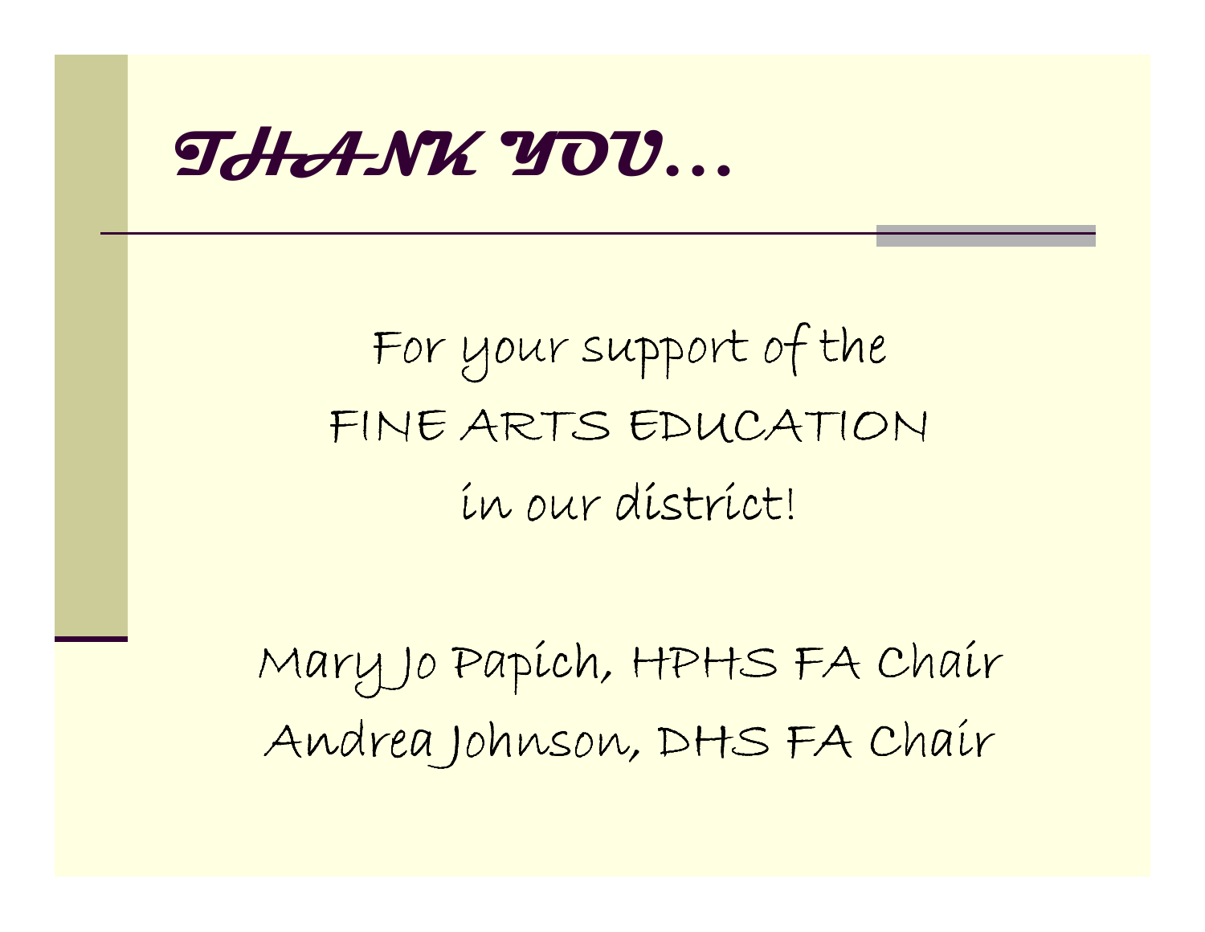# *THANK YOU…*

For your support of the
FINE ARTS EDUCATION
in our district!

Mary Jo Papich, HPHS FA Chair
Andrea Johnson, DHS FA Chair